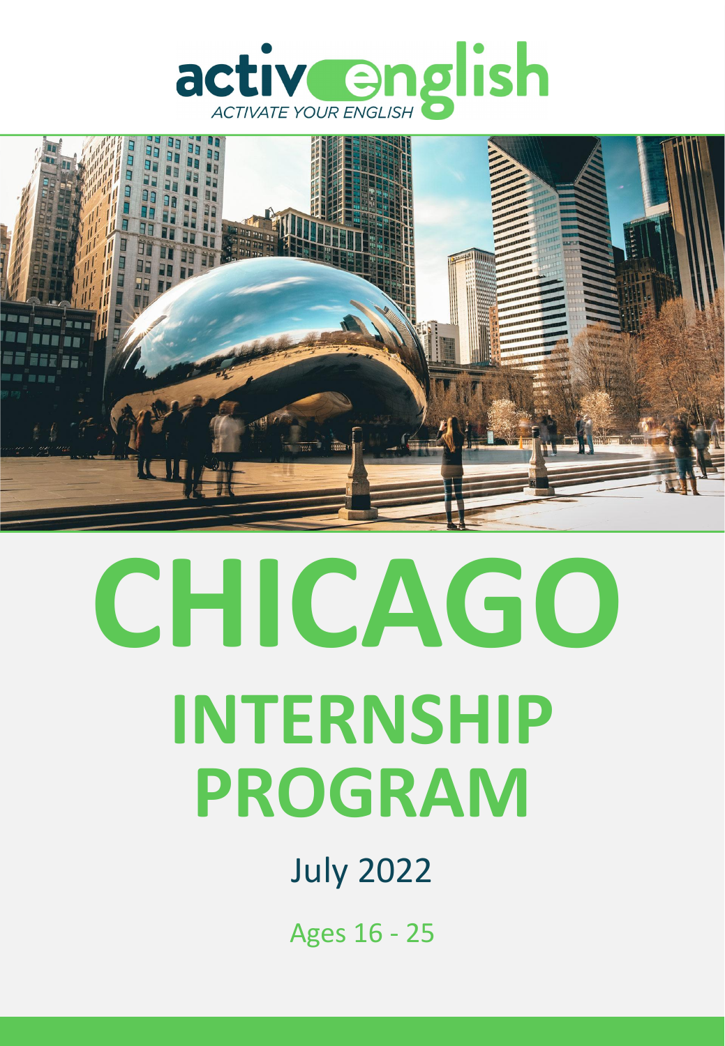activenglish

ACTIVATE YOUR ENGLISH

# CHICAGO

## INTERNSHIP PROGRAM

July 2022

Ages 16 - 25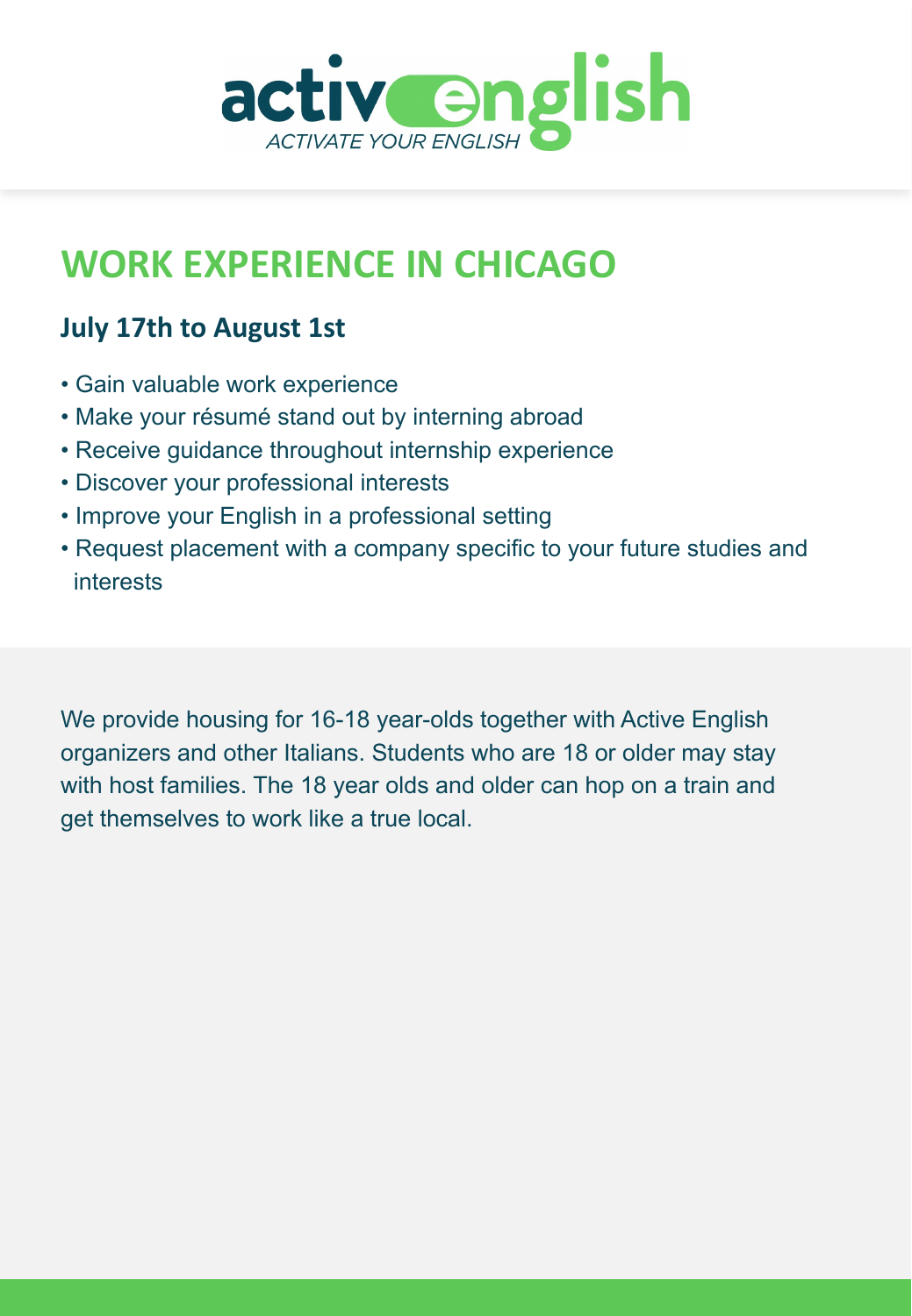# WORK EXPERIENCE IN CHICAGO

## July 17th to August 1st

- Gain valuable work experience
- Make your résumé stand out by interning abroad
- Receive guidance throughout internship experience
- Discover your professional interests
- Improve your English in a professional setting
- Request placement with a company specific to your future studies and interests

We provide housing for 16-18 year-olds together with Active English organizers and other Italians. Students who are 18 or older may stay with host families. The 18 year olds and older can hop on a train and get themselves to work like a true local.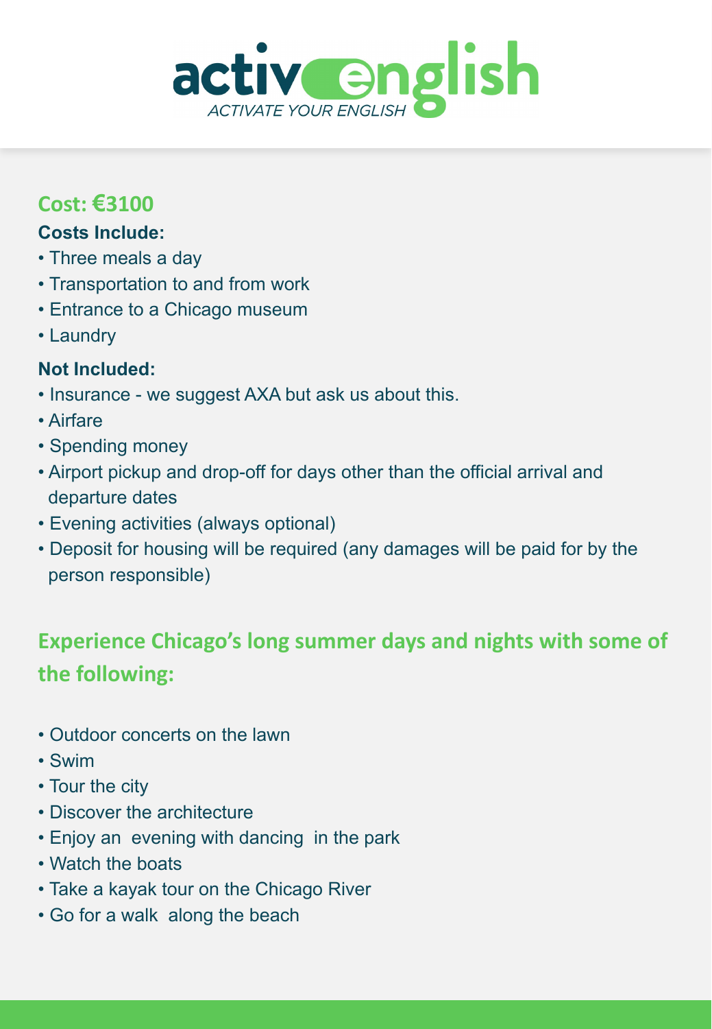# activenglish

*ACTIVATE YOUR ENGLISH*

## Cost: €3100

**Costs Include:**

- Three meals a day
- Transportation to and from work
- Entrance to a Chicago museum
- Laundry

**Not Included:**

- Insurance - we suggest AXA but ask us about this.
- Airfare
- Spending money
- Airport pickup and drop-off for days other than the official arrival and departure dates
- Evening activities (always optional)
- Deposit for housing will be required (any damages will be paid for by the person responsible)

## Experience Chicago's long summer days and nights with some of the following:

- Outdoor concerts on the lawn
- Swim
- Tour the city
- Discover the architecture
- Enjoy an evening with dancing in the park
- Watch the boats
- Take a kayak tour on the Chicago River
- Go for a walk along the beach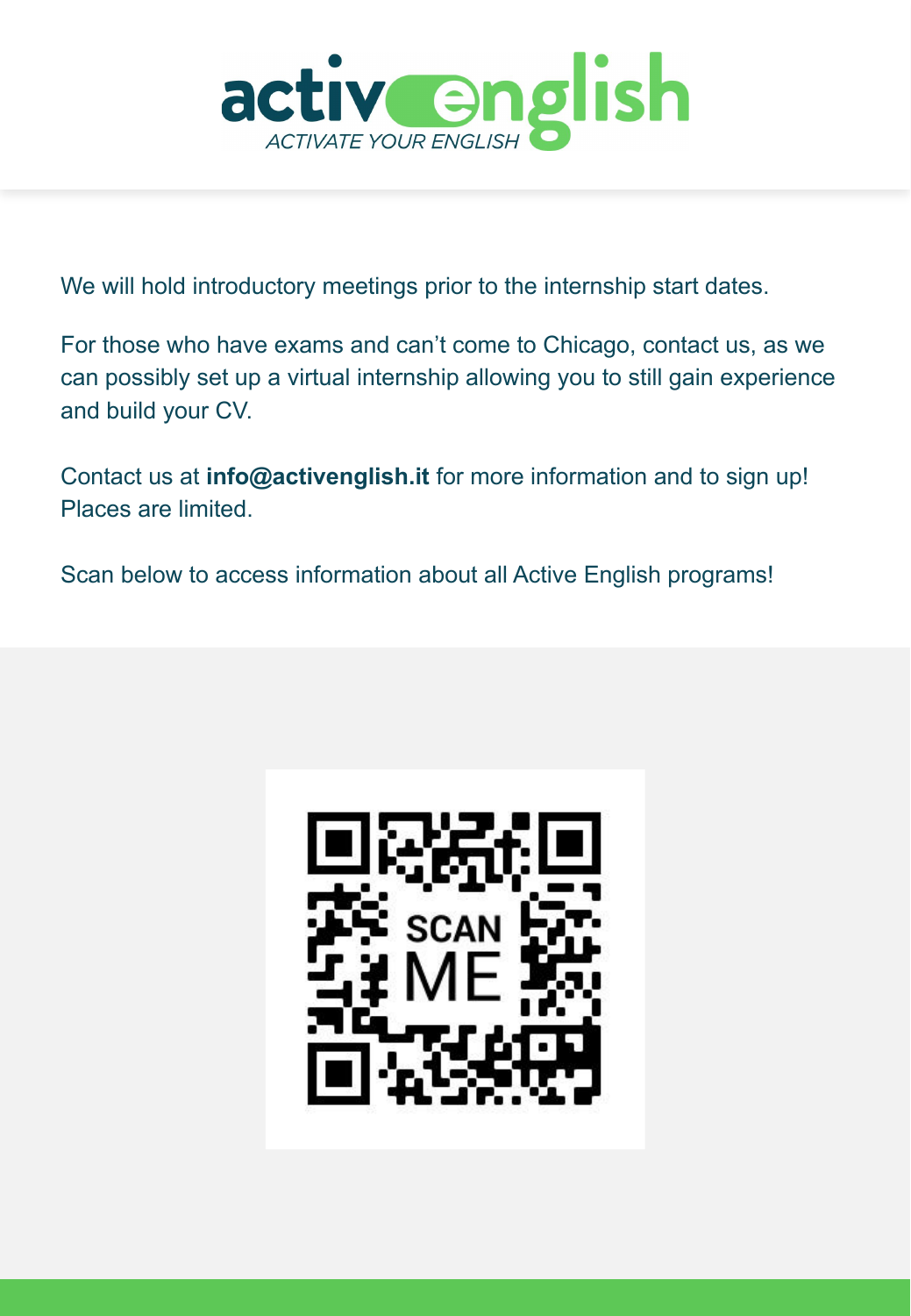We will hold introductory meetings prior to the internship start dates.

For those who have exams and can't come to Chicago, contact us, as we can possibly set up a virtual internship allowing you to still gain experience and build your CV.

Contact us at **info@activenglish.it** for more information and to sign up! Places are limited.

Scan below to access information about all Active English programs!